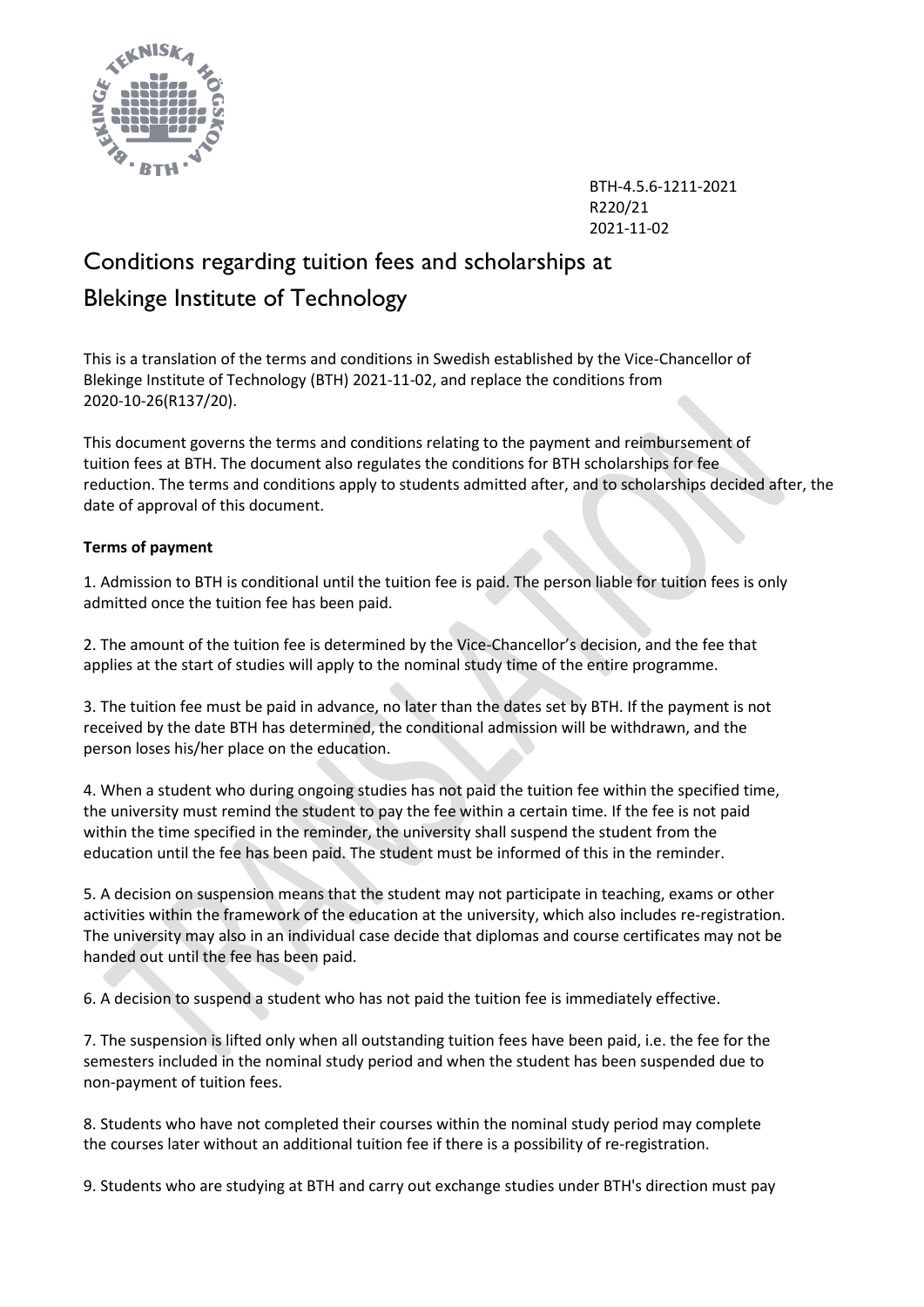BTH-4.5.6-1211-2021
R220/21
2021-11-02

# Conditions regarding tuition fees and scholarships at Blekinge Institute of Technology

This is a translation of the terms and conditions in Swedish established by the Vice-Chancellor of Blekinge Institute of Technology (BTH) 2021-11-02, and replace the conditions from 2020-10-26(R137/20).

This document governs the terms and conditions relating to the payment and reimbursement of tuition fees at BTH. The document also regulates the conditions for BTH scholarships for fee reduction. The terms and conditions apply to students admitted after, and to scholarships decided after, the date of approval of this document.

**Terms of payment**

1. Admission to BTH is conditional until the tuition fee is paid. The person liable for tuition fees is only admitted once the tuition fee has been paid.

2. The amount of the tuition fee is determined by the Vice-Chancellor's decision, and the fee that applies at the start of studies will apply to the nominal study time of the entire programme.

3. The tuition fee must be paid in advance, no later than the dates set by BTH. If the payment is not received by the date BTH has determined, the conditional admission will be withdrawn, and the person loses his/her place on the education.

4. When a student who during ongoing studies has not paid the tuition fee within the specified time, the university must remind the student to pay the fee within a certain time. If the fee is not paid within the time specified in the reminder, the university shall suspend the student from the education until the fee has been paid. The student must be informed of this in the reminder.

5. A decision on suspension means that the student may not participate in teaching, exams or other activities within the framework of the education at the university, which also includes re-registration. The university may also in an individual case decide that diplomas and course certificates may not be handed out until the fee has been paid.

6. A decision to suspend a student who has not paid the tuition fee is immediately effective.

7. The suspension is lifted only when all outstanding tuition fees have been paid, i.e. the fee for the semesters included in the nominal study period and when the student has been suspended due to non-payment of tuition fees.

8. Students who have not completed their courses within the nominal study period may complete the courses later without an additional tuition fee if there is a possibility of re-registration.

9. Students who are studying at BTH and carry out exchange studies under BTH's direction must pay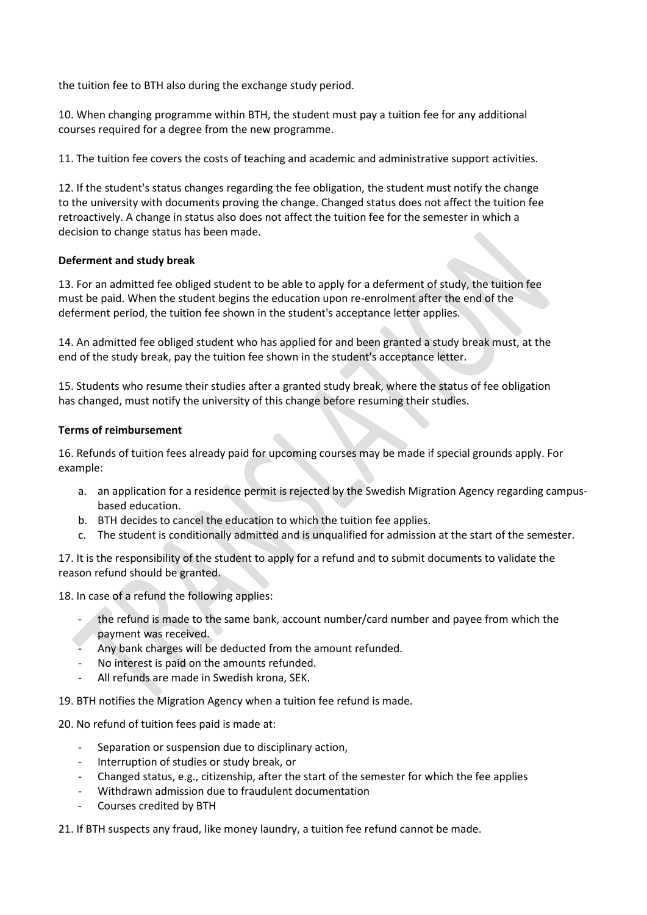the tuition fee to BTH also during the exchange study period.

10. When changing programme within BTH, the student must pay a tuition fee for any additional courses required for a degree from the new programme.

11. The tuition fee covers the costs of teaching and academic and administrative support activities.

12. If the student's status changes regarding the fee obligation, the student must notify the change to the university with documents proving the change. Changed status does not affect the tuition fee retroactively. A change in status also does not affect the tuition fee for the semester in which a decision to change status has been made.

**Deferment and study break**

13. For an admitted fee obliged student to be able to apply for a deferment of study, the tuition fee must be paid. When the student begins the education upon re-enrolment after the end of the deferment period, the tuition fee shown in the student's acceptance letter applies.

14. An admitted fee obliged student who has applied for and been granted a study break must, at the end of the study break, pay the tuition fee shown in the student's acceptance letter.

15. Students who resume their studies after a granted study break, where the status of fee obligation has changed, must notify the university of this change before resuming their studies.

**Terms of reimbursement**

16. Refunds of tuition fees already paid for upcoming courses may be made if special grounds apply. For example:

a. an application for a residence permit is rejected by the Swedish Migration Agency regarding campus-based education.
b. BTH decides to cancel the education to which the tuition fee applies.
c. The student is conditionally admitted and is unqualified for admission at the start of the semester.

17. It is the responsibility of the student to apply for a refund and to submit documents to validate the reason refund should be granted.

18. In case of a refund the following applies:

- the refund is made to the same bank, account number/card number and payee from which the payment was received.
- Any bank charges will be deducted from the amount refunded.
- No interest is paid on the amounts refunded.
- All refunds are made in Swedish krona, SEK.

19. BTH notifies the Migration Agency when a tuition fee refund is made.

20. No refund of tuition fees paid is made at:

- Separation or suspension due to disciplinary action,
- Interruption of studies or study break, or
- Changed status, e.g., citizenship, after the start of the semester for which the fee applies
- Withdrawn admission due to fraudulent documentation
- Courses credited by BTH

21. If BTH suspects any fraud, like money laundry, a tuition fee refund cannot be made.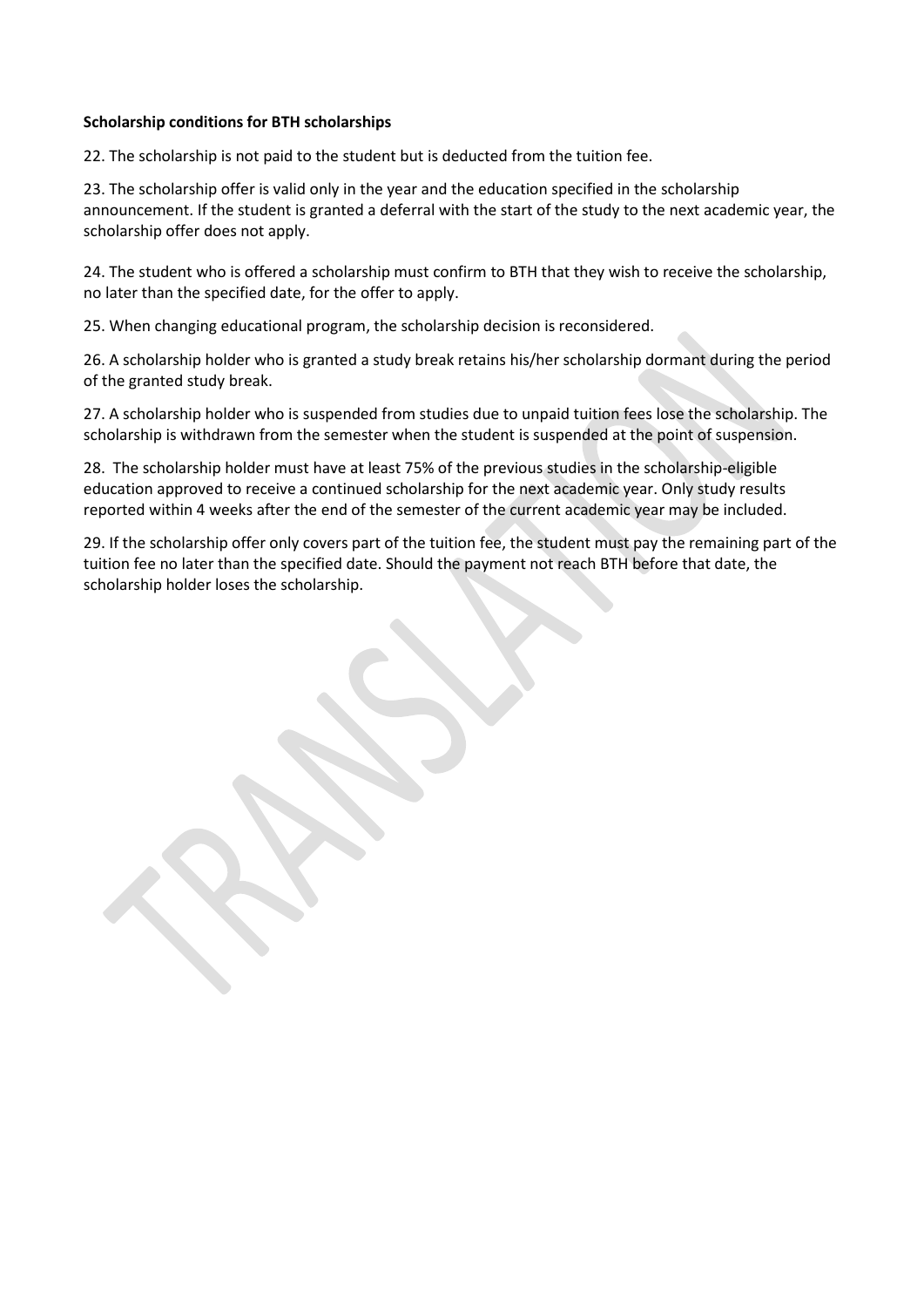**Scholarship conditions for BTH scholarships**

22. The scholarship is not paid to the student but is deducted from the tuition fee.

23. The scholarship offer is valid only in the year and the education specified in the scholarship announcement. If the student is granted a deferral with the start of the study to the next academic year, the scholarship offer does not apply.

24. The student who is offered a scholarship must confirm to BTH that they wish to receive the scholarship, no later than the specified date, for the offer to apply.

25. When changing educational program, the scholarship decision is reconsidered.

26. A scholarship holder who is granted a study break retains his/her scholarship dormant during the period of the granted study break.

27. A scholarship holder who is suspended from studies due to unpaid tuition fees lose the scholarship. The scholarship is withdrawn from the semester when the student is suspended at the point of suspension.

28. The scholarship holder must have at least 75% of the previous studies in the scholarship-eligible education approved to receive a continued scholarship for the next academic year. Only study results reported within 4 weeks after the end of the semester of the current academic year may be included.

29. If the scholarship offer only covers part of the tuition fee, the student must pay the remaining part of the tuition fee no later than the specified date. Should the payment not reach BTH before that date, the scholarship holder loses the scholarship.